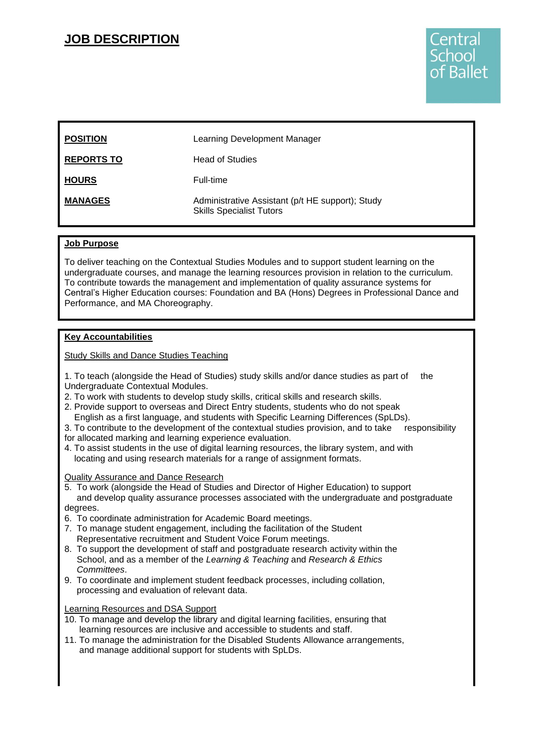# JOB DESCRIPTION

Central School of Ballet

| | |
|---|---|
| **POSITION** | Learning Development Manager |
| **REPORTS TO** | Head of Studies |
| **HOURS** | Full-time |
| **MANAGES** | Administrative Assistant (p/t HE support); Study Skills Specialist Tutors |

## Job Purpose

To deliver teaching on the Contextual Studies Modules and to support student learning on the undergraduate courses, and manage the learning resources provision in relation to the curriculum. To contribute towards the management and implementation of quality assurance systems for Central's Higher Education courses: Foundation and BA (Hons) Degrees in Professional Dance and Performance, and MA Choreography.

## Key Accountabilities

### Study Skills and Dance Studies Teaching

1. To teach (alongside the Head of Studies) study skills and/or dance studies as part of the Undergraduate Contextual Modules.
2. To work with students to develop study skills, critical skills and research skills.
2. Provide support to overseas and Direct Entry students, students who do not speak English as a first language, and students with Specific Learning Differences (SpLDs).
3. To contribute to the development of the contextual studies provision, and to take responsibility for allocated marking and learning experience evaluation.
4. To assist students in the use of digital learning resources, the library system, and with locating and using research materials for a range of assignment formats.

### Quality Assurance and Dance Research

5. To work (alongside the Head of Studies and Director of Higher Education) to support and develop quality assurance processes associated with the undergraduate and postgraduate degrees.
6. To coordinate administration for Academic Board meetings.
7. To manage student engagement, including the facilitation of the Student Representative recruitment and Student Voice Forum meetings.
8. To support the development of staff and postgraduate research activity within the School, and as a member of the *Learning & Teaching* and *Research & Ethics Committees*.
9. To coordinate and implement student feedback processes, including collation, processing and evaluation of relevant data.

### Learning Resources and DSA Support

10. To manage and develop the library and digital learning facilities, ensuring that learning resources are inclusive and accessible to students and staff.
11. To manage the administration for the Disabled Students Allowance arrangements, and manage additional support for students with SpLDs.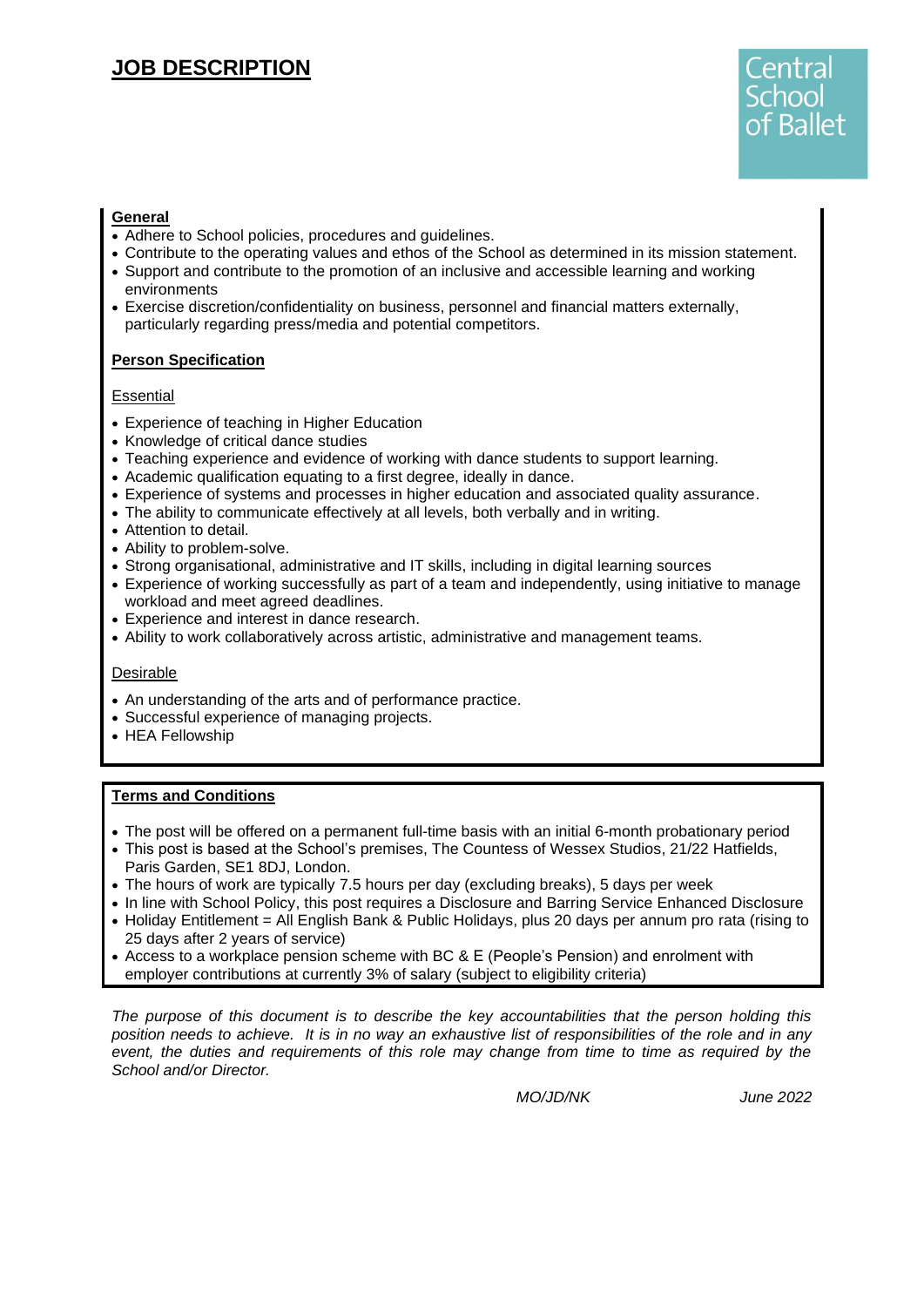# JOB DESCRIPTION

Central School of Ballet

**General**

- Adhere to School policies, procedures and guidelines.
- Contribute to the operating values and ethos of the School as determined in its mission statement.
- Support and contribute to the promotion of an inclusive and accessible learning and working environments
- Exercise discretion/confidentiality on business, personnel and financial matters externally, particularly regarding press/media and potential competitors.

**Person Specification**

Essential

- Experience of teaching in Higher Education
- Knowledge of critical dance studies
- Teaching experience and evidence of working with dance students to support learning.
- Academic qualification equating to a first degree, ideally in dance.
- Experience of systems and processes in higher education and associated quality assurance.
- The ability to communicate effectively at all levels, both verbally and in writing.
- Attention to detail.
- Ability to problem-solve.
- Strong organisational, administrative and IT skills, including in digital learning sources
- Experience of working successfully as part of a team and independently, using initiative to manage workload and meet agreed deadlines.
- Experience and interest in dance research.
- Ability to work collaboratively across artistic, administrative and management teams.

Desirable

- An understanding of the arts and of performance practice.
- Successful experience of managing projects.
- HEA Fellowship

**Terms and Conditions**

- The post will be offered on a permanent full-time basis with an initial 6-month probationary period
- This post is based at the School's premises, The Countess of Wessex Studios, 21/22 Hatfields, Paris Garden, SE1 8DJ, London.
- The hours of work are typically 7.5 hours per day (excluding breaks), 5 days per week
- In line with School Policy, this post requires a Disclosure and Barring Service Enhanced Disclosure
- Holiday Entitlement = All English Bank & Public Holidays, plus 20 days per annum pro rata (rising to 25 days after 2 years of service)
- Access to a workplace pension scheme with BC & E (People's Pension) and enrolment with employer contributions at currently 3% of salary (subject to eligibility criteria)

*The purpose of this document is to describe the key accountabilities that the person holding this position needs to achieve. It is in no way an exhaustive list of responsibilities of the role and in any event, the duties and requirements of this role may change from time to time as required by the School and/or Director.*

*MO/JD/NK* *June 2022*